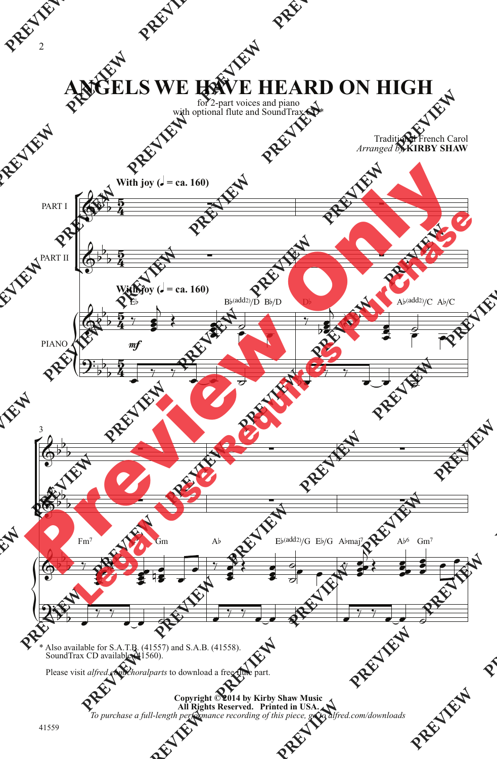# ANGELS WE HAVE HEARD ON HIGH

for 2-part voices and piano
with optional flute and SoundTrax CD*

Traditional French Carol
*Arranged by* **KIRBY SHAW**

**With joy** (♩ = ca. 160)

PART I

PART II

PIANO

Eb   Bb(add2)/D   Bb/D   Db   Ab(add2)/C   Ab/C

*mf*

Fm7   Gm   Ab   Eb(add2)/G   Eb/G   Abmaj7   Ab6   Gm7

\* Also available for S.A.T.B. (41557) and S.A.B. (41558).
SoundTrax CD available (41560).

Please visit *alfred.com/choralparts* to download a free flute part.

**Copyright © 2014 by Kirby Shaw Music**
**All Rights Reserved. Printed in USA.**
*To purchase a full-length performance recording of this piece, go to alfred.com/downloads*

41559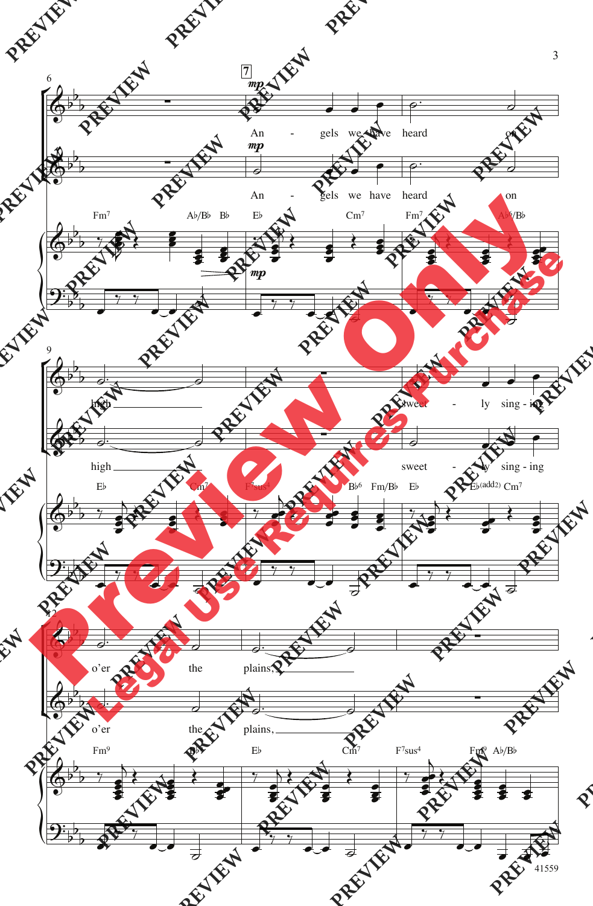**7**

*mp*

An - gels we have heard on high

sweet - ly sing - ing o'er the plains,

Fm⁷ A♭/B♭ B♭ E♭ Cm⁷ Fm⁷ A♭/B♭

E♭ Cm⁷ F⁷sus⁴ B♭⁶ Fm/B♭ E♭ E♭(add2) Cm⁷

Fm⁹ B♭⁷ E♭ Cm⁷ F⁷sus⁴ Fm⁹ A♭/B♭

41559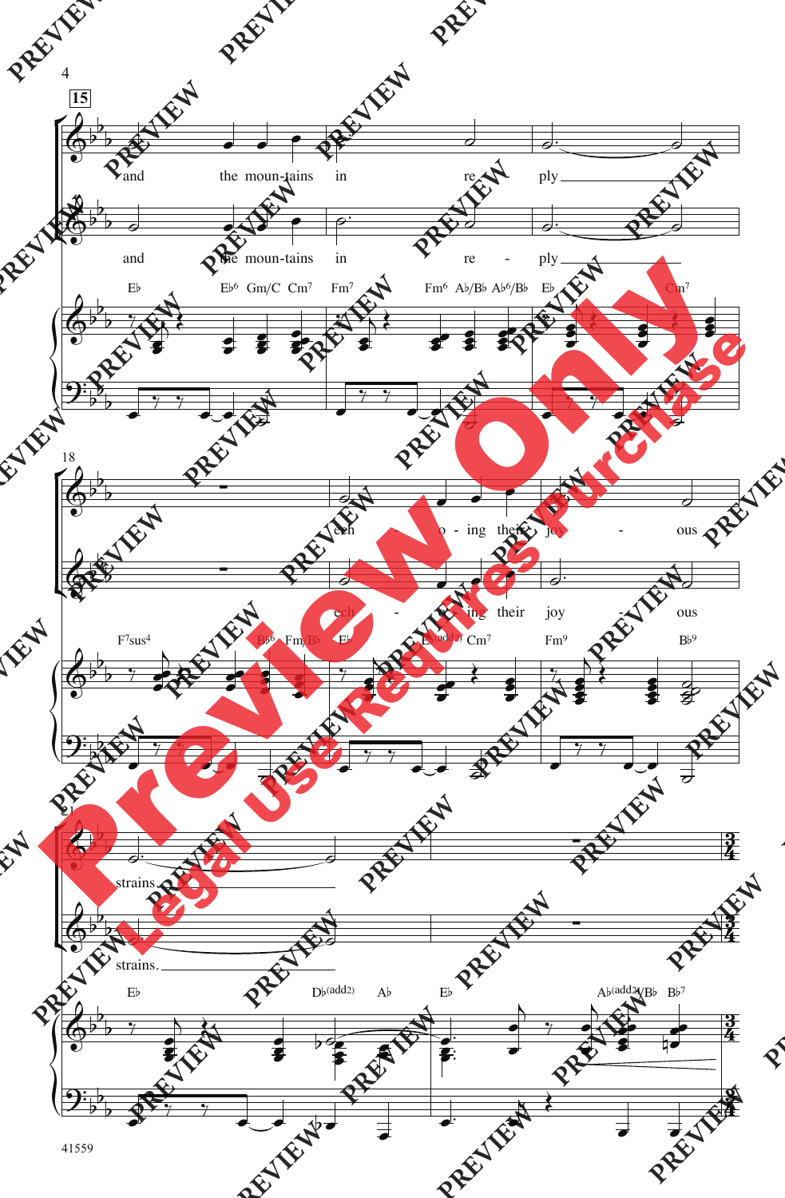and the moun-tains in re - ply

and the moun-tains in re - ply

Eb Eb6 Gm/C Cm7 Fm7 Fm6 Ab/Bb Ab6/Bb Eb Cm7

ech - o - ing their joy - ous

ech - o - ing their joy - ous

F7sus4 Bb6 Fm/Bb Eb Eb(add2) Cm7 Fm9 Bb9

strains.

strains.

Eb Db(add2) Ab Eb Ab(add2)/Bb Bb7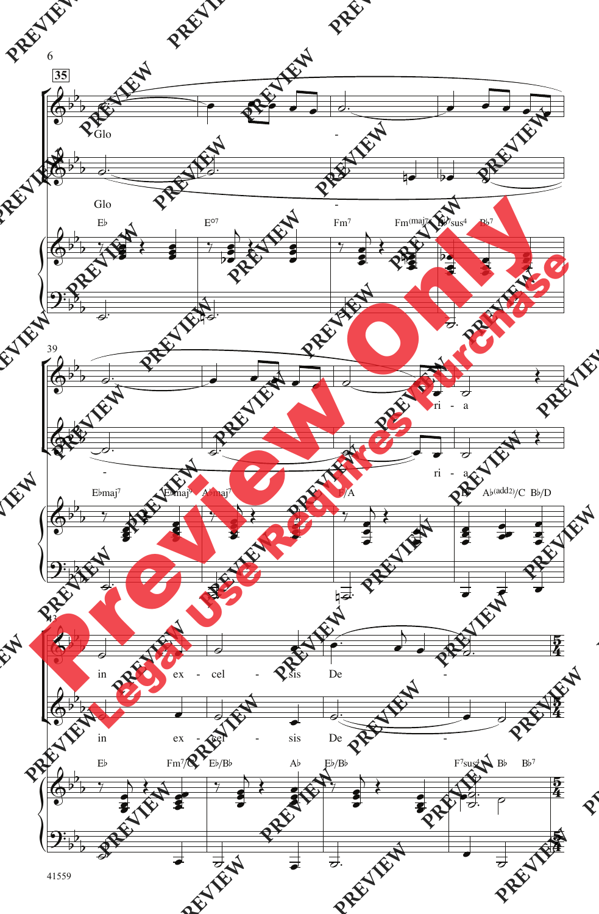35

Glo - - ri - a

Glo - - ri - a

E♭ E°7 Fm7 Fm(maj7) B♭7sus4 B♭7

39

E♭maj7 E♭maj9 A♭maj7 F/A B♭ A♭(add2)/C B♭/D

43

in ex - cel - sis De -

in ex - cel - sis De -

E♭ Fm7/C E♭/B♭ A♭ E♭/B♭ F7sus4 B♭ B♭7

5/4

41559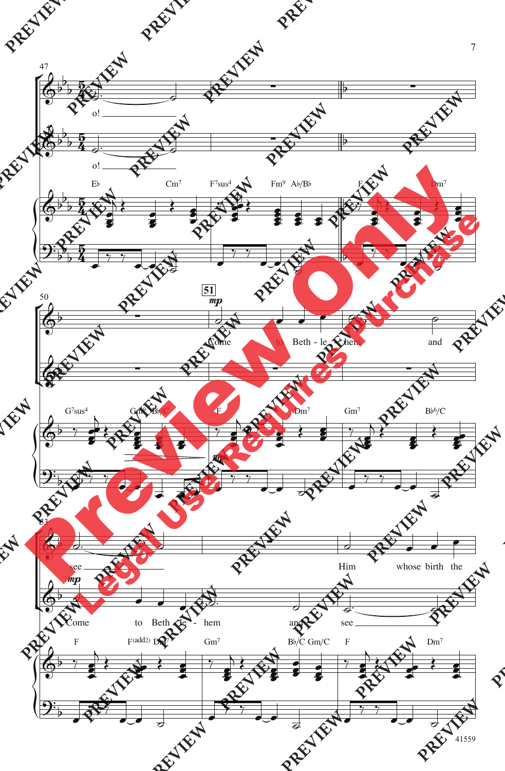o!

o!

Come to Beth - le - hem and

see

Him whose birth the

Come to Beth - le - hem and see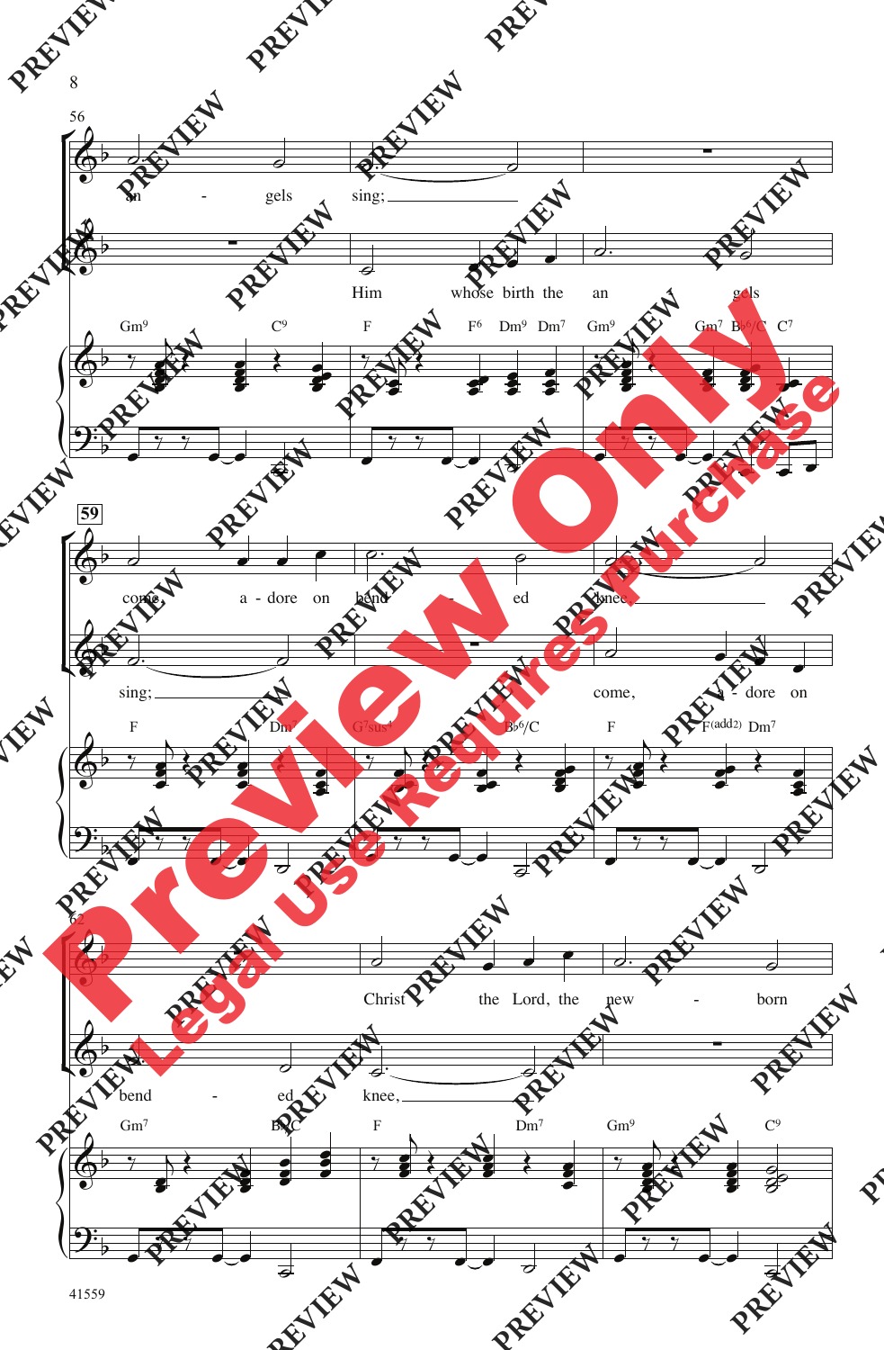56

an - gels sing;

Him whose birth the an - gels

Gm9 C9 F F6 Dm9 Dm7 Gm9 Gm7 B♭6/C C7

59

come, a - dore on bend - ed knee,

sing; come, a - dore on

F Dm7 G7sus4 B♭6/C F F(add2) Dm7

62

Christ the Lord, the new - born

bend - ed knee,

Gm7 B♭/C F Dm7 Gm9 C9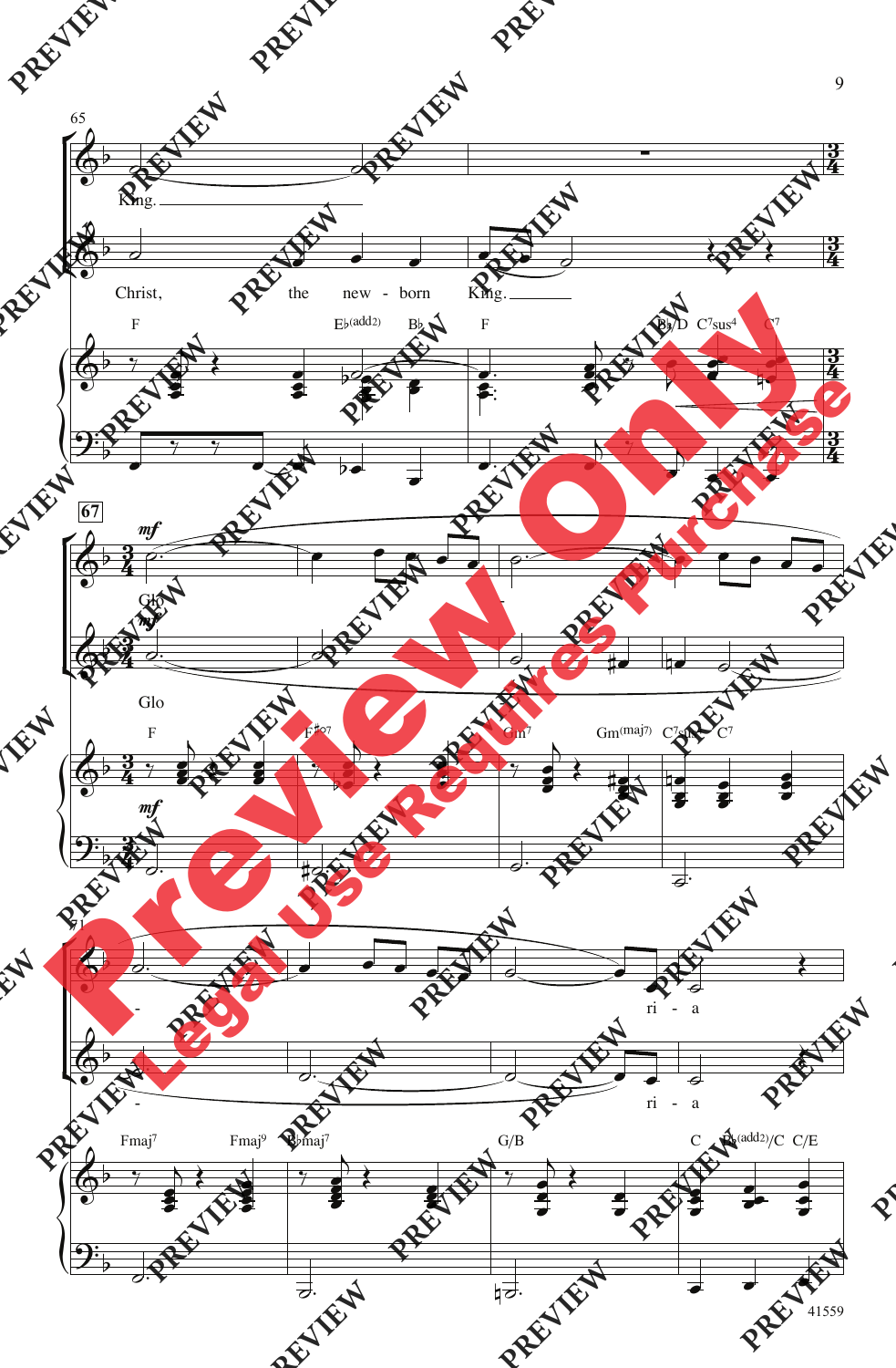King.

Christ, the new - born King.

Glo - ri - a

Glo - ri - a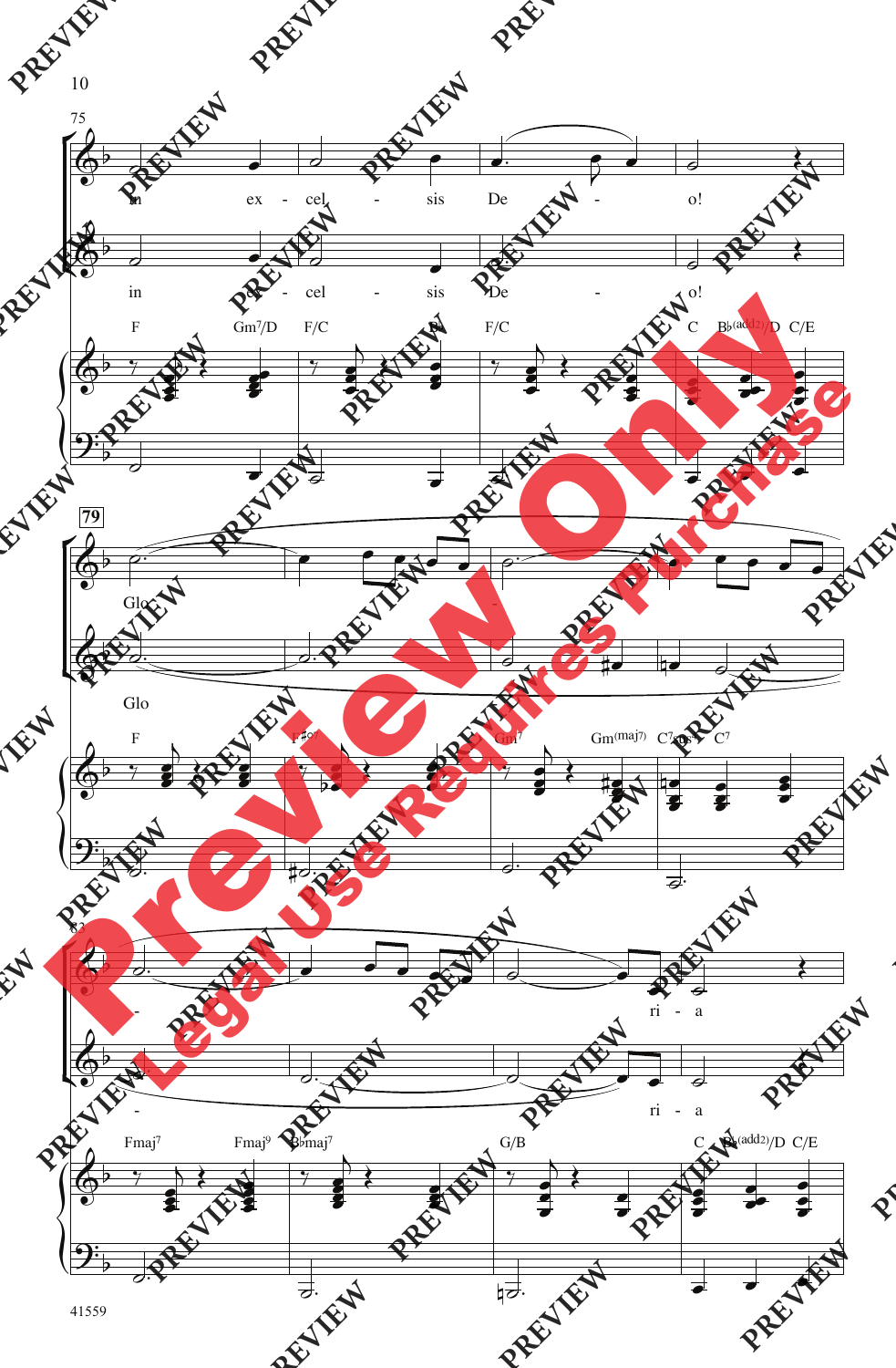75

in ex - cel - sis De - o!

F Gm7/D F/C B♭ F/C C B♭(add2)/D C/E

79

Glo - - ri - a

F F♯°7 Gm7 Gm(maj7) C7sus4 C7

83

Fmaj7 Fmaj9 B♭maj7 G/B C B♭(add2)/D C/E

41559